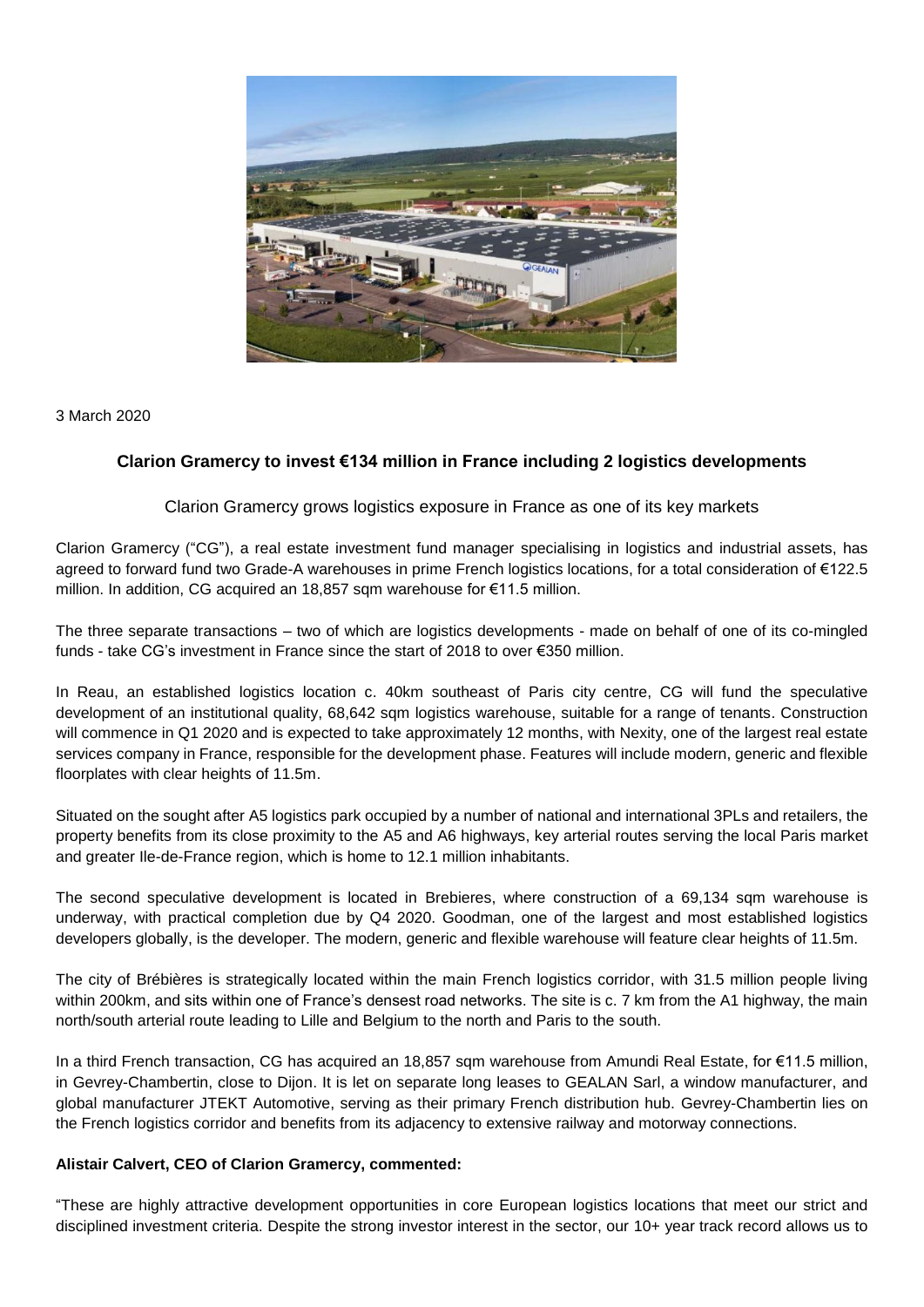3 March 2020

## Clarion Gramercy to invest €134 million in France including 2 logistics developments

Clarion Gramercy grows logistics exposure in France as one of its key markets

Clarion Gramercy ("CG"), a real estate investment fund manager specialising in logistics and industrial assets, has agreed to forward fund two Grade-A warehouses in prime French logistics locations, for a total consideration of €122.5 million. In addition, CG acquired an 18,857 sqm warehouse for €11.5 million.

The three separate transactions – two of which are logistics developments - made on behalf of one of its co-mingled funds - take CG's investment in France since the start of 2018 to over €350 million.

In Reau, an established logistics location c. 40km southeast of Paris city centre, CG will fund the speculative development of an institutional quality, 68,642 sqm logistics warehouse, suitable for a range of tenants. Construction will commence in Q1 2020 and is expected to take approximately 12 months, with Nexity, one of the largest real estate services company in France, responsible for the development phase. Features will include modern, generic and flexible floorplates with clear heights of 11.5m.

Situated on the sought after A5 logistics park occupied by a number of national and international 3PLs and retailers, the property benefits from its close proximity to the A5 and A6 highways, key arterial routes serving the local Paris market and greater Ile-de-France region, which is home to 12.1 million inhabitants.

The second speculative development is located in Brebieres, where construction of a 69,134 sqm warehouse is underway, with practical completion due by Q4 2020. Goodman, one of the largest and most established logistics developers globally, is the developer. The modern, generic and flexible warehouse will feature clear heights of 11.5m.

The city of Brébières is strategically located within the main French logistics corridor, with 31.5 million people living within 200km, and sits within one of France's densest road networks. The site is c. 7 km from the A1 highway, the main north/south arterial route leading to Lille and Belgium to the north and Paris to the south.

In a third French transaction, CG has acquired an 18,857 sqm warehouse from Amundi Real Estate, for €11.5 million, in Gevrey-Chambertin, close to Dijon. It is let on separate long leases to GEALAN Sarl, a window manufacturer, and global manufacturer JTEKT Automotive, serving as their primary French distribution hub. Gevrey-Chambertin lies on the French logistics corridor and benefits from its adjacency to extensive railway and motorway connections.

**Alistair Calvert, CEO of Clarion Gramercy, commented:**

"These are highly attractive development opportunities in core European logistics locations that meet our strict and disciplined investment criteria. Despite the strong investor interest in the sector, our 10+ year track record allows us to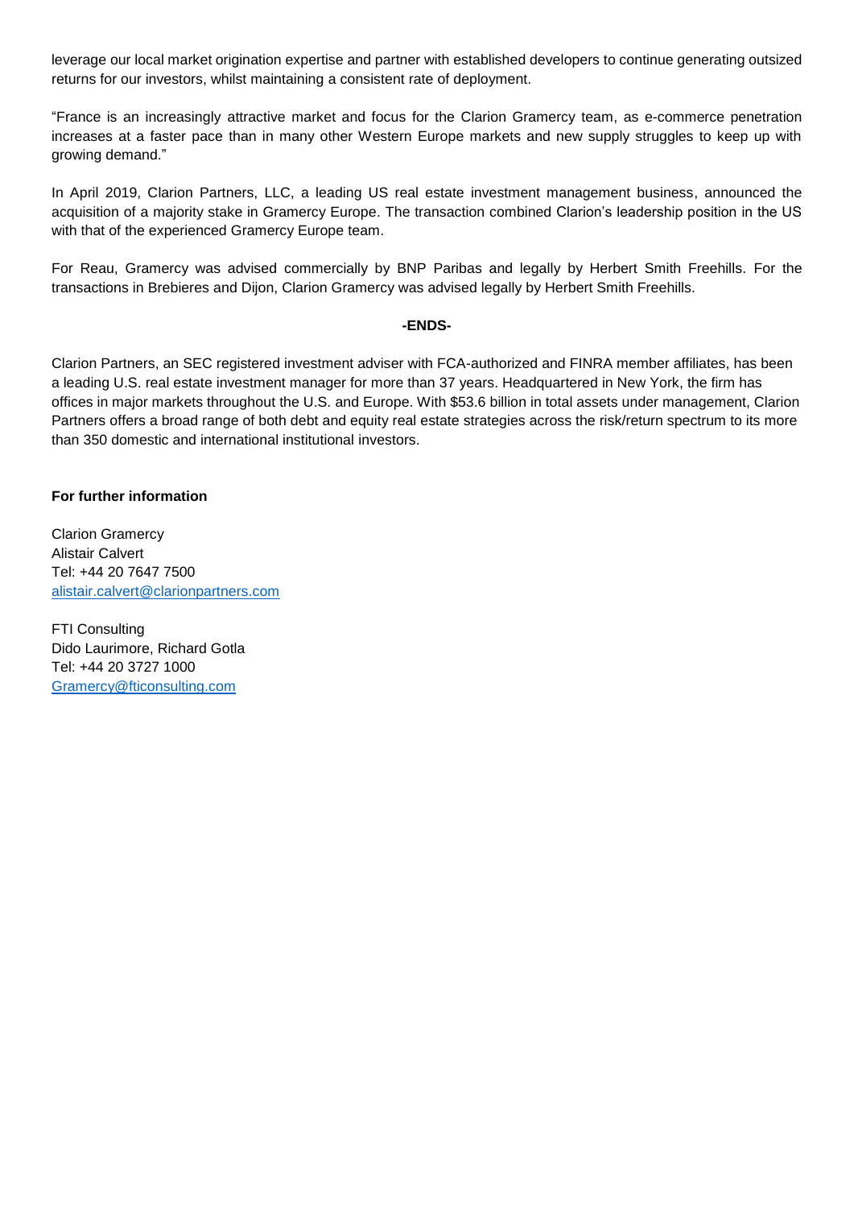leverage our local market origination expertise and partner with established developers to continue generating outsized returns for our investors, whilst maintaining a consistent rate of deployment.

"France is an increasingly attractive market and focus for the Clarion Gramercy team, as e-commerce penetration increases at a faster pace than in many other Western Europe markets and new supply struggles to keep up with growing demand."

In April 2019, Clarion Partners, LLC, a leading US real estate investment management business, announced the acquisition of a majority stake in Gramercy Europe. The transaction combined Clarion's leadership position in the US with that of the experienced Gramercy Europe team.

For Reau, Gramercy was advised commercially by BNP Paribas and legally by Herbert Smith Freehills. For the transactions in Brebieres and Dijon, Clarion Gramercy was advised legally by Herbert Smith Freehills.

**-ENDS-**

Clarion Partners, an SEC registered investment adviser with FCA-authorized and FINRA member affiliates, has been a leading U.S. real estate investment manager for more than 37 years. Headquartered in New York, the firm has offices in major markets throughout the U.S. and Europe. With $53.6 billion in total assets under management, Clarion Partners offers a broad range of both debt and equity real estate strategies across the risk/return spectrum to its more than 350 domestic and international institutional investors.

**For further information**

Clarion Gramercy
Alistair Calvert
Tel: +44 20 7647 7500
alistair.calvert@clarionpartners.com

FTI Consulting
Dido Laurimore, Richard Gotla
Tel: +44 20 3727 1000
Gramercy@fticonsulting.com